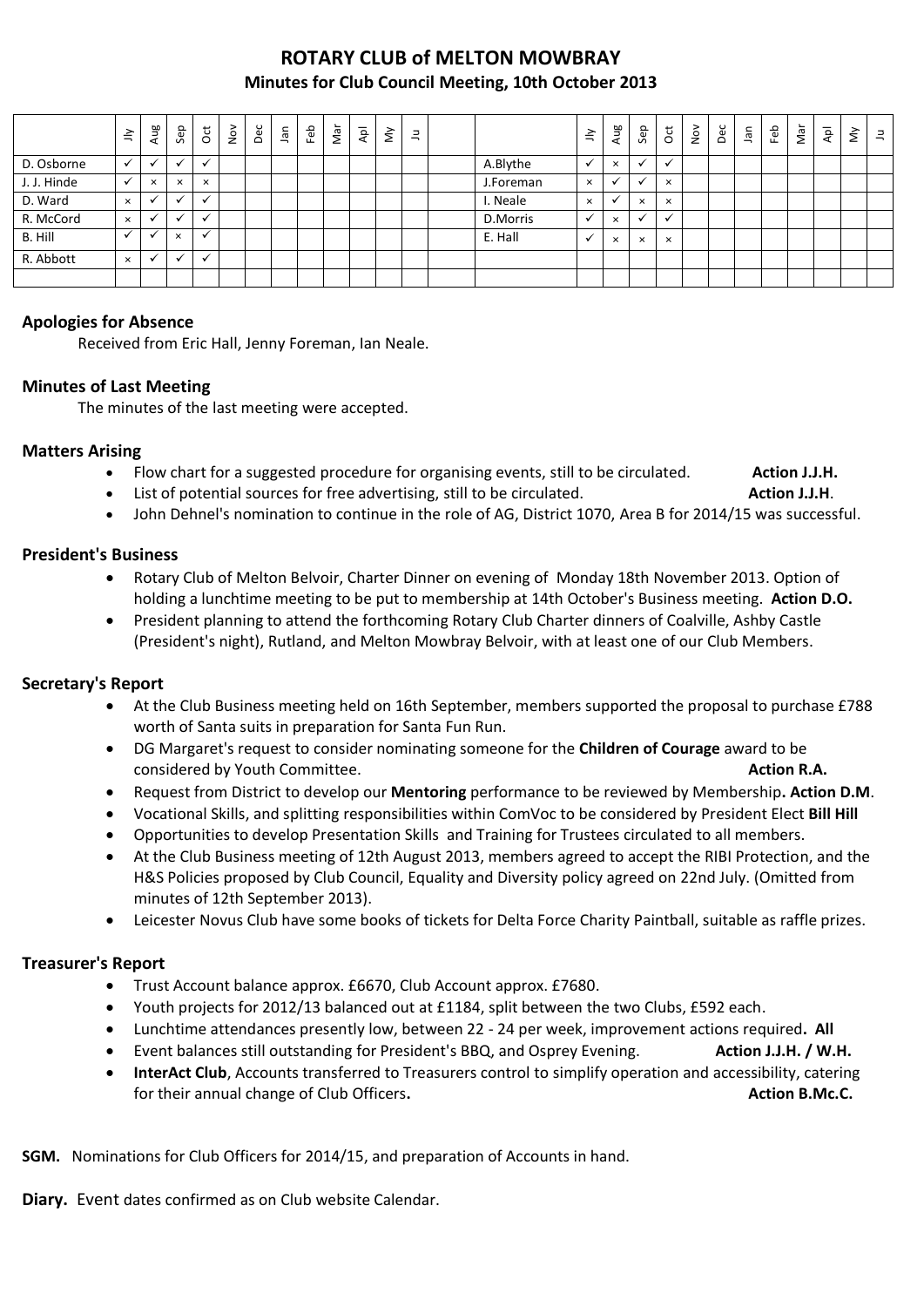# ROTARY CLUB of MELTON MOWBRAY

## Minutes for Club Council Meeting, 10th October 2013

| | Jly | Aug | Sep | Oct | Nov | Dec | Jan | Feb | Mar | Apl | My | Ju | | | Jly | Aug | Sep | Oct | Nov | Dec | Jan | Feb | Mar | Apl | My | Ju |
|---|---|---|---|---|---|---|---|---|---|---|---|---|---|---|---|---|---|---|---|---|---|---|---|---|---|---|
| D. Osborne | ✓ | ✓ | ✓ | ✓ | | | | | | | | | | A.Blythe | ✓ | × | ✓ | ✓ | | | | | | | | |
| J. J. Hinde | ✓ | × | × | × | | | | | | | | | | J.Foreman | × | ✓ | ✓ | × | | | | | | | | |
| D. Ward | × | ✓ | ✓ | ✓ | | | | | | | | | | I. Neale | × | ✓ | × | × | | | | | | | | |
| R. McCord | × | ✓ | ✓ | ✓ | | | | | | | | | | D.Morris | ✓ | × | ✓ | ✓ | | | | | | | | |
| B. Hill | ✓ | ✓ | × | ✓ | | | | | | | | | | E. Hall | ✓ | × | × | × | | | | | | | | |
| R. Abbott | × | ✓ | ✓ | ✓ | | | | | | | | | | | | | | | | | | | | | | |

### Apologies for Absence

Received from Eric Hall, Jenny Foreman, Ian Neale.

### Minutes of Last Meeting

The minutes of the last meeting were accepted.

### Matters Arising

- Flow chart for a suggested procedure for organising events, still to be circulated. **Action J.J.H.**
- List of potential sources for free advertising, still to be circulated. **Action J.J.H**.
- John Dehnel's nomination to continue in the role of AG, District 1070, Area B for 2014/15 was successful.

### President's Business

- Rotary Club of Melton Belvoir, Charter Dinner on evening of Monday 18th November 2013. Option of holding a lunchtime meeting to be put to membership at 14th October's Business meeting. **Action D.O.**
- President planning to attend the forthcoming Rotary Club Charter dinners of Coalville, Ashby Castle (President's night), Rutland, and Melton Mowbray Belvoir, with at least one of our Club Members.

### Secretary's Report

- At the Club Business meeting held on 16th September, members supported the proposal to purchase £788 worth of Santa suits in preparation for Santa Fun Run.
- DG Margaret's request to consider nominating someone for the **Children of Courage** award to be considered by Youth Committee. **Action R.A.**
- Request from District to develop our **Mentoring** performance to be reviewed by Membership**. Action D.M**.
- Vocational Skills, and splitting responsibilities within ComVoc to be considered by President Elect **Bill Hill**
- Opportunities to develop Presentation Skills and Training for Trustees circulated to all members.
- At the Club Business meeting of 12th August 2013, members agreed to accept the RIBI Protection, and the H&S Policies proposed by Club Council, Equality and Diversity policy agreed on 22nd July. (Omitted from minutes of 12th September 2013).
- Leicester Novus Club have some books of tickets for Delta Force Charity Paintball, suitable as raffle prizes.

### Treasurer's Report

- Trust Account balance approx. £6670, Club Account approx. £7680.
- Youth projects for 2012/13 balanced out at £1184, split between the two Clubs, £592 each.
- Lunchtime attendances presently low, between 22 - 24 per week, improvement actions required**. All**
- Event balances still outstanding for President's BBQ, and Osprey Evening. **Action J.J.H. / W.H.**
- **InterAct Club**, Accounts transferred to Treasurers control to simplify operation and accessibility, catering for their annual change of Club Officers**. Action B.Mc.C.**

**SGM.** Nominations for Club Officers for 2014/15, and preparation of Accounts in hand.

**Diary.** Event dates confirmed as on Club website Calendar.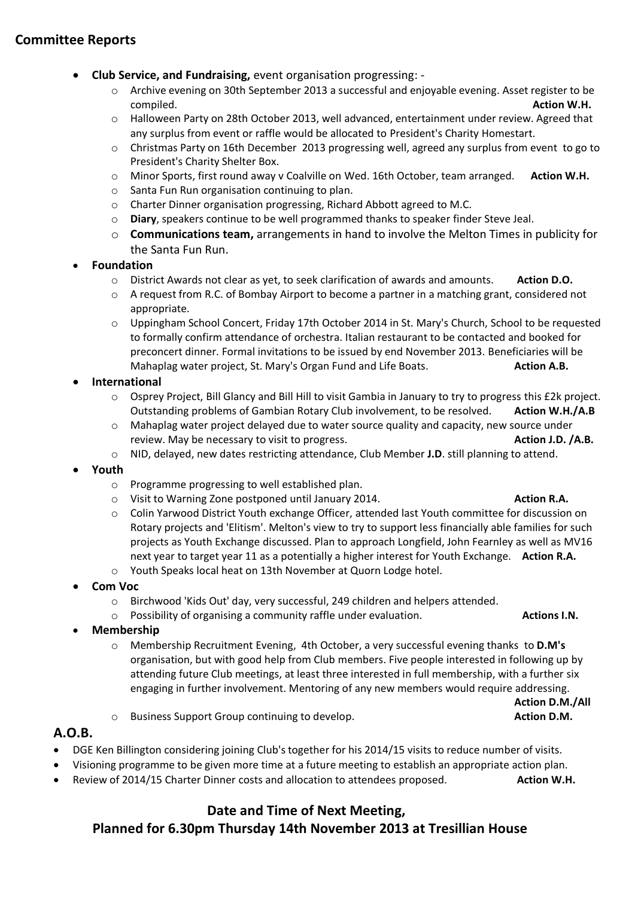## Committee Reports

- **Club Service, and Fundraising,** event organisation progressing: -
  - Archive evening on 30th September 2013 a successful and enjoyable evening. Asset register to be compiled. **Action W.H.**
  - Halloween Party on 28th October 2013, well advanced, entertainment under review. Agreed that any surplus from event or raffle would be allocated to President's Charity Homestart.
  - Christmas Party on 16th December 2013 progressing well, agreed any surplus from event to go to President's Charity Shelter Box.
  - Minor Sports, first round away v Coalville on Wed. 16th October, team arranged. **Action W.H.**
  - Santa Fun Run organisation continuing to plan.
  - Charter Dinner organisation progressing, Richard Abbott agreed to M.C.
  - **Diary**, speakers continue to be well programmed thanks to speaker finder Steve Jeal.
  - **Communications team,** arrangements in hand to involve the Melton Times in publicity for the Santa Fun Run.
- **Foundation**
  - District Awards not clear as yet, to seek clarification of awards and amounts. **Action D.O.**
  - A request from R.C. of Bombay Airport to become a partner in a matching grant, considered not appropriate.
  - Uppingham School Concert, Friday 17th October 2014 in St. Mary's Church, School to be requested to formally confirm attendance of orchestra. Italian restaurant to be contacted and booked for preconcert dinner. Formal invitations to be issued by end November 2013. Beneficiaries will be Mahaplag water project, St. Mary's Organ Fund and Life Boats. **Action A.B.**
- **International**
  - Osprey Project, Bill Glancy and Bill Hill to visit Gambia in January to try to progress this £2k project. Outstanding problems of Gambian Rotary Club involvement, to be resolved. **Action W.H./A.B**
  - Mahaplag water project delayed due to water source quality and capacity, new source under review. May be necessary to visit to progress. **Action J.D. /A.B.**
  - NID, delayed, new dates restricting attendance, Club Member **J.D**. still planning to attend.
- **Youth**
  - Programme progressing to well established plan.
  - Visit to Warning Zone postponed until January 2014. **Action R.A.**
  - Colin Yarwood District Youth exchange Officer, attended last Youth committee for discussion on Rotary projects and 'Elitism'. Melton's view to try to support less financially able families for such projects as Youth Exchange discussed. Plan to approach Longfield, John Fearnley as well as MV16 next year to target year 11 as a potentially a higher interest for Youth Exchange. **Action R.A.**
  - Youth Speaks local heat on 13th November at Quorn Lodge hotel.
- **Com Voc**
  - Birchwood 'Kids Out' day, very successful, 249 children and helpers attended.
  - Possibility of organising a community raffle under evaluation. **Actions I.N.**
- **Membership**
  - Membership Recruitment Evening, 4th October, a very successful evening thanks to **D.M's** organisation, but with good help from Club members. Five people interested in following up by attending future Club meetings, at least three interested in full membership, with a further six engaging in further involvement. Mentoring of any new members would require addressing. **Action D.M./All**
  - Business Support Group continuing to develop. **Action D.M.**

## A.O.B.

- DGE Ken Billington considering joining Club's together for his 2014/15 visits to reduce number of visits.
- Visioning programme to be given more time at a future meeting to establish an appropriate action plan.
- Review of 2014/15 Charter Dinner costs and allocation to attendees proposed. **Action W.H.**

**Date and Time of Next Meeting,**
**Planned for 6.30pm Thursday 14th November 2013 at Tresillian House**